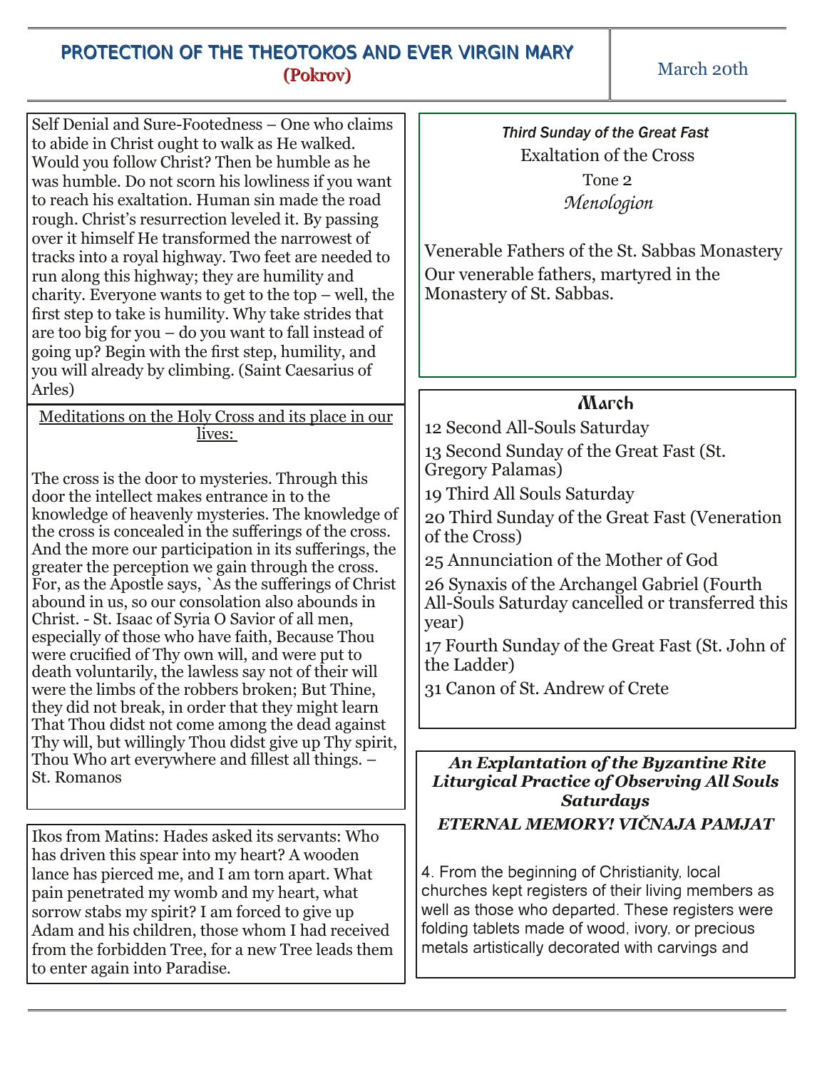# PROTECTION OF THE THEOTOKOS AND EVER VIRGIN MARY
## (Pokrov)

March 20th

Self Denial and Sure-Footedness – One who claims to abide in Christ ought to walk as He walked. Would you follow Christ? Then be humble as he was humble. Do not scorn his lowliness if you want to reach his exaltation. Human sin made the road rough. Christ's resurrection leveled it. By passing over it himself He transformed the narrowest of tracks into a royal highway. Two feet are needed to run along this highway; they are humility and charity. Everyone wants to get to the top – well, the first step to take is humility. Why take strides that are too big for you – do you want to fall instead of going up? Begin with the first step, humility, and you will already by climbing. (Saint Caesarius of Arles)

Meditations on the Holy Cross and its place in our lives:

The cross is the door to mysteries. Through this door the intellect makes entrance in to the knowledge of heavenly mysteries. The knowledge of the cross is concealed in the sufferings of the cross. And the more our participation in its sufferings, the greater the perception we gain through the cross. For, as the Apostle says, `As the sufferings of Christ abound in us, so our consolation also abounds in Christ. - St. Isaac of Syria O Savior of all men, especially of those who have faith, Because Thou were crucified of Thy own will, and were put to death voluntarily, the lawless say not of their will were the limbs of the robbers broken; But Thine, they did not break, in order that they might learn That Thou didst not come among the dead against Thy will, but willingly Thou didst give up Thy spirit, Thou Who art everywhere and fillest all things. – St. Romanos

Ikos from Matins: Hades asked its servants: Who has driven this spear into my heart? A wooden lance has pierced me, and I am torn apart. What pain penetrated my womb and my heart, what sorrow stabs my spirit? I am forced to give up Adam and his children, those whom I had received from the forbidden Tree, for a new Tree leads them to enter again into Paradise.

*Third Sunday of the Great Fast*

Exaltation of the Cross

Tone 2

*Menologion*

Venerable Fathers of the St. Sabbas Monastery
Our venerable fathers, martyred in the Monastery of St. Sabbas.

### March

12 Second All-Souls Saturday

13 Second Sunday of the Great Fast (St. Gregory Palamas)

19 Third All Souls Saturday

20 Third Sunday of the Great Fast (Veneration of the Cross)

25 Annunciation of the Mother of God

26 Synaxis of the Archangel Gabriel (Fourth All-Souls Saturday cancelled or transferred this year)

17 Fourth Sunday of the Great Fast (St. John of the Ladder)

31 Canon of St. Andrew of Crete

### *An Explantation of the Byzantine Rite Liturgical Practice of Observing All Souls Saturdays*

### *ETERNAL MEMORY! VIČNAJA PAMJAT*

4. From the beginning of Christianity, local churches kept registers of their living members as well as those who departed. These registers were folding tablets made of wood, ivory, or precious metals artistically decorated with carvings and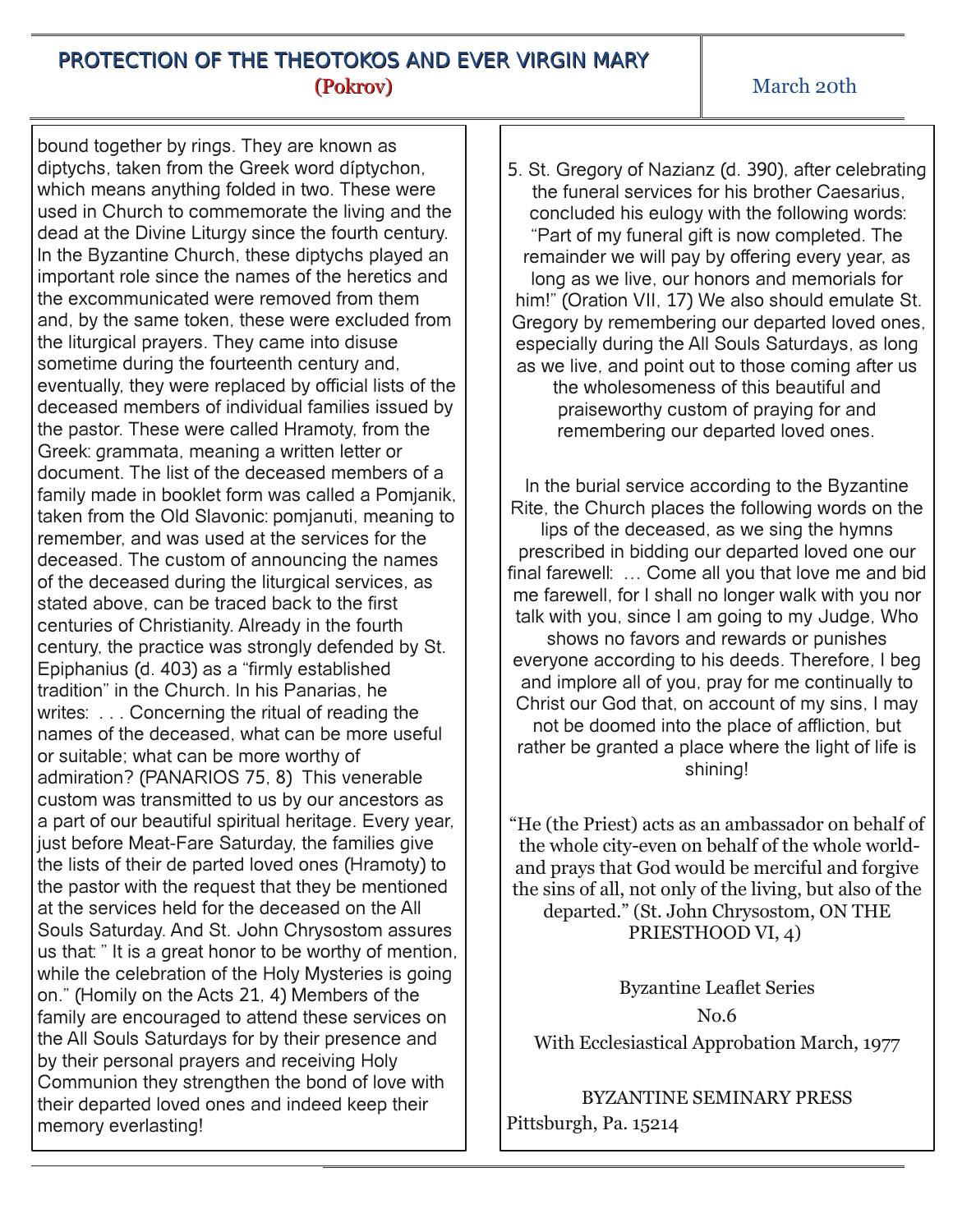bound together by rings. They are known as diptychs, taken from the Greek word díptychon, which means anything folded in two. These were used in Church to commemorate the living and the dead at the Divine Liturgy since the fourth century. In the Byzantine Church, these diptychs played an important role since the names of the heretics and the excommunicated were removed from them and, by the same token, these were excluded from the liturgical prayers. They came into disuse sometime during the fourteenth century and, eventually, they were replaced by official lists of the deceased members of individual families issued by the pastor. These were called Hramoty, from the Greek: grammata, meaning a written letter or document. The list of the deceased members of a family made in booklet form was called a Pomjanik, taken from the Old Slavonic: pomjanuti, meaning to remember, and was used at the services for the deceased. The custom of announcing the names of the deceased during the liturgical services, as stated above, can be traced back to the first centuries of Christianity. Already in the fourth century, the practice was strongly defended by St. Epiphanius (d. 403) as a "firmly established tradition" in the Church. In his Panarias, he writes: . . . Concerning the ritual of reading the names of the deceased, what can be more useful or suitable; what can be more worthy of admiration? (PANARIOS 75, 8) This venerable custom was transmitted to us by our ancestors as a part of our beautiful spiritual heritage. Every year, just before Meat-Fare Saturday, the families give the lists of their de parted loved ones (Hramoty) to the pastor with the request that they be mentioned at the services held for the deceased on the All Souls Saturday. And St. John Chrysostom assures us that: " It is a great honor to be worthy of mention, while the celebration of the Holy Mysteries is going on." (Homily on the Acts 21, 4) Members of the family are encouraged to attend these services on the All Souls Saturdays for by their presence and by their personal prayers and receiving Holy Communion they strengthen the bond of love with their departed loved ones and indeed keep their memory everlasting!

5. St. Gregory of Nazianz (d. 390), after celebrating the funeral services for his brother Caesarius, concluded his eulogy with the following words: "Part of my funeral gift is now completed. The remainder we will pay by offering every year, as long as we live, our honors and memorials for him!" (Oration VII, 17) We also should emulate St. Gregory by remembering our departed loved ones, especially during the All Souls Saturdays, as long as we live, and point out to those coming after us the wholesomeness of this beautiful and praiseworthy custom of praying for and remembering our departed loved ones.

In the burial service according to the Byzantine Rite, the Church places the following words on the lips of the deceased, as we sing the hymns prescribed in bidding our departed loved one our final farewell: … Come all you that love me and bid me farewell, for I shall no longer walk with you nor talk with you, since I am going to my Judge, Who shows no favors and rewards or punishes everyone according to his deeds. Therefore, I beg and implore all of you, pray for me continually to Christ our God that, on account of my sins, I may not be doomed into the place of affliction, but rather be granted a place where the light of life is shining!

"He (the Priest) acts as an ambassador on behalf of the whole city-even on behalf of the whole world-and prays that God would be merciful and forgive the sins of all, not only of the living, but also of the departed." (St. John Chrysostom, ON THE PRIESTHOOD VI, 4)

Byzantine Leaflet Series

No.6

With Ecclesiastical Approbation March, 1977

BYZANTINE SEMINARY PRESS

Pittsburgh, Pa. 15214